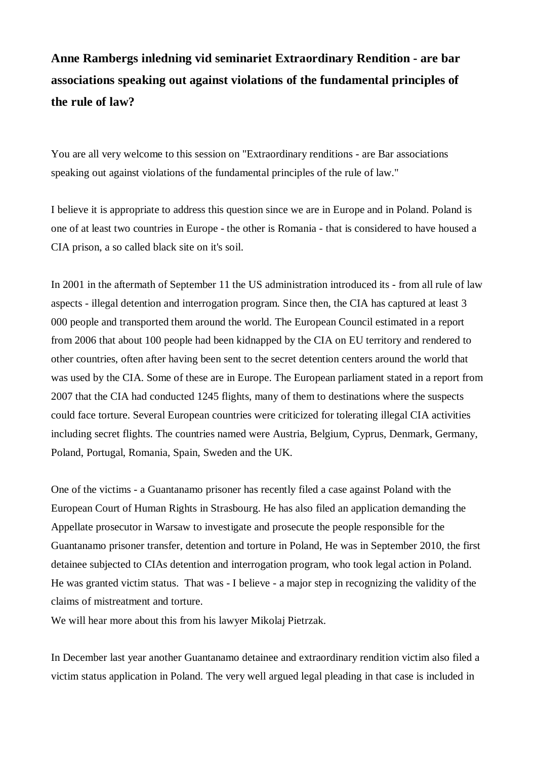**Anne Rambergs inledning vid seminariet Extraordinary Rendition - are bar associations speaking out against violations of the fundamental principles of the rule of law?**

You are all very welcome to this session on "Extraordinary renditions - are Bar associations speaking out against violations of the fundamental principles of the rule of law."

I believe it is appropriate to address this question since we are in Europe and in Poland. Poland is one of at least two countries in Europe - the other is Romania - that is considered to have housed a CIA prison, a so called black site on it's soil.

In 2001 in the aftermath of September 11 the US administration introduced its - from all rule of law aspects - illegal detention and interrogation program. Since then, the CIA has captured at least 3 000 people and transported them around the world. The European Council estimated in a report from 2006 that about 100 people had been kidnapped by the CIA on EU territory and rendered to other countries, often after having been sent to the secret detention centers around the world that was used by the CIA. Some of these are in Europe. The European parliament stated in a report from 2007 that the CIA had conducted 1245 flights, many of them to destinations where the suspects could face torture. Several European countries were criticized for tolerating illegal CIA activities including secret flights. The countries named were Austria, Belgium, Cyprus, Denmark, Germany, Poland, Portugal, Romania, Spain, Sweden and the UK.

One of the victims - a Guantanamo prisoner has recently filed a case against Poland with the European Court of Human Rights in Strasbourg. He has also filed an application demanding the Appellate prosecutor in Warsaw to investigate and prosecute the people responsible for the Guantanamo prisoner transfer, detention and torture in Poland, He was in September 2010, the first detainee subjected to CIAs detention and interrogation program, who took legal action in Poland. He was granted victim status. That was - I believe - a major step in recognizing the validity of the claims of mistreatment and torture.
We will hear more about this from his lawyer Mikolaj Pietrzak.

In December last year another Guantanamo detainee and extraordinary rendition victim also filed a victim status application in Poland. The very well argued legal pleading in that case is included in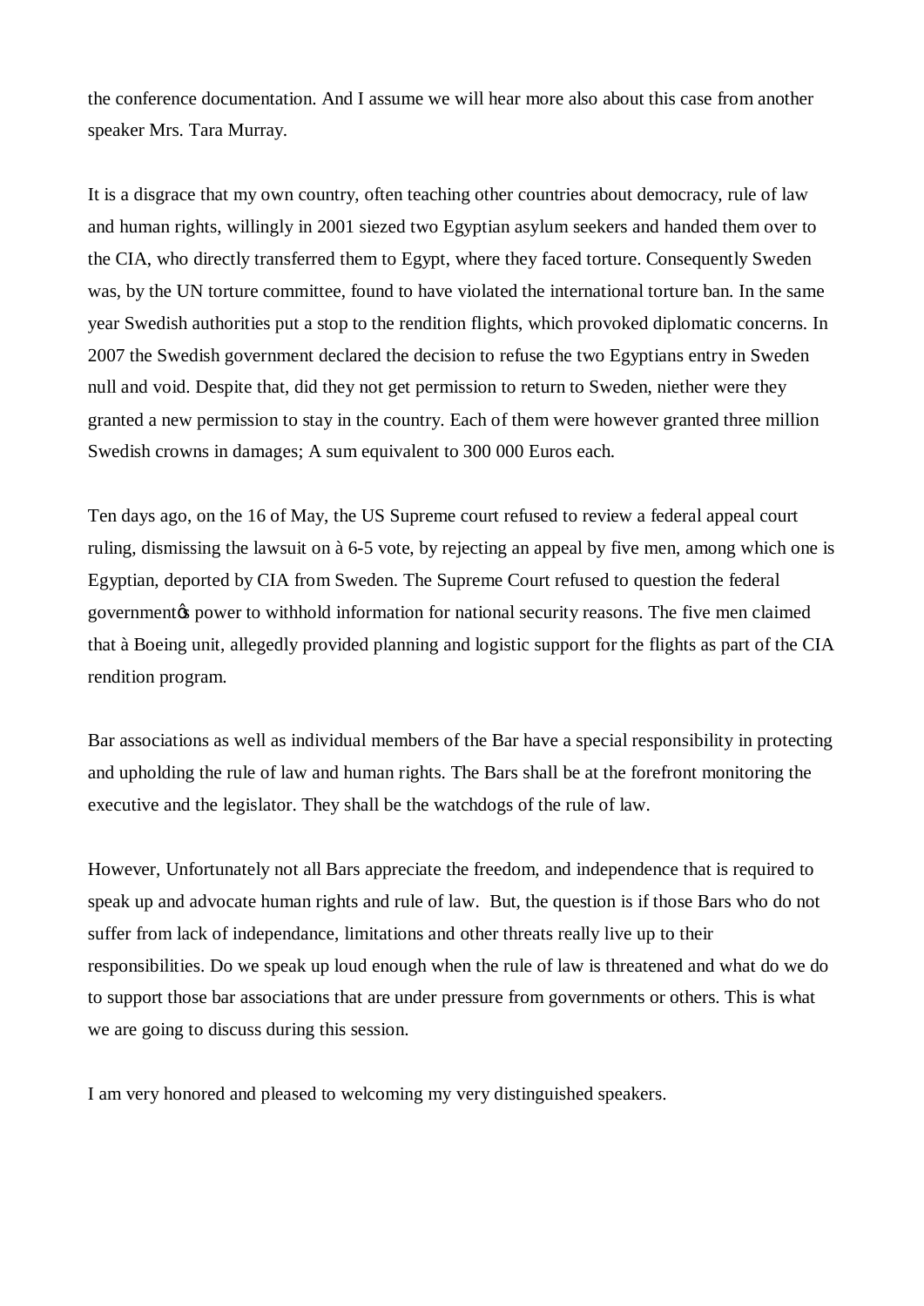the conference documentation. And I assume we will hear more also about this case from another speaker Mrs. Tara Murray.

It is a disgrace that my own country, often teaching other countries about democracy, rule of law and human rights, willingly in 2001 siezed two Egyptian asylum seekers and handed them over to the CIA, who directly transferred them to Egypt, where they faced torture. Consequently Sweden was, by the UN torture committee, found to have violated the international torture ban. In the same year Swedish authorities put a stop to the rendition flights, which provoked diplomatic concerns. In 2007 the Swedish government declared the decision to refuse the two Egyptians entry in Sweden null and void. Despite that, did they not get permission to return to Sweden, niether were they granted a new permission to stay in the country. Each of them were however granted three million Swedish crowns in damages; A sum equivalent to 300 000 Euros each.

Ten days ago, on the 16 of May, the US Supreme court refused to review a federal appeal court ruling, dismissing the lawsuit on à 6-5 vote, by rejecting an appeal by five men, among which one is Egyptian, deported by CIA from Sweden. The Supreme Court refused to question the federal government's power to withhold information for national security reasons. The five men claimed that à Boeing unit, allegedly provided planning and logistic support for the flights as part of the CIA rendition program.

Bar associations as well as individual members of the Bar have a special responsibility in protecting and upholding the rule of law and human rights. The Bars shall be at the forefront monitoring the executive and the legislator. They shall be the watchdogs of the rule of law.

However, Unfortunately not all Bars appreciate the freedom, and independence that is required to speak up and advocate human rights and rule of law. But, the question is if those Bars who do not suffer from lack of independance, limitations and other threats really live up to their responsibilities. Do we speak up loud enough when the rule of law is threatened and what do we do to support those bar associations that are under pressure from governments or others. This is what we are going to discuss during this session.

I am very honored and pleased to welcoming my very distinguished speakers.